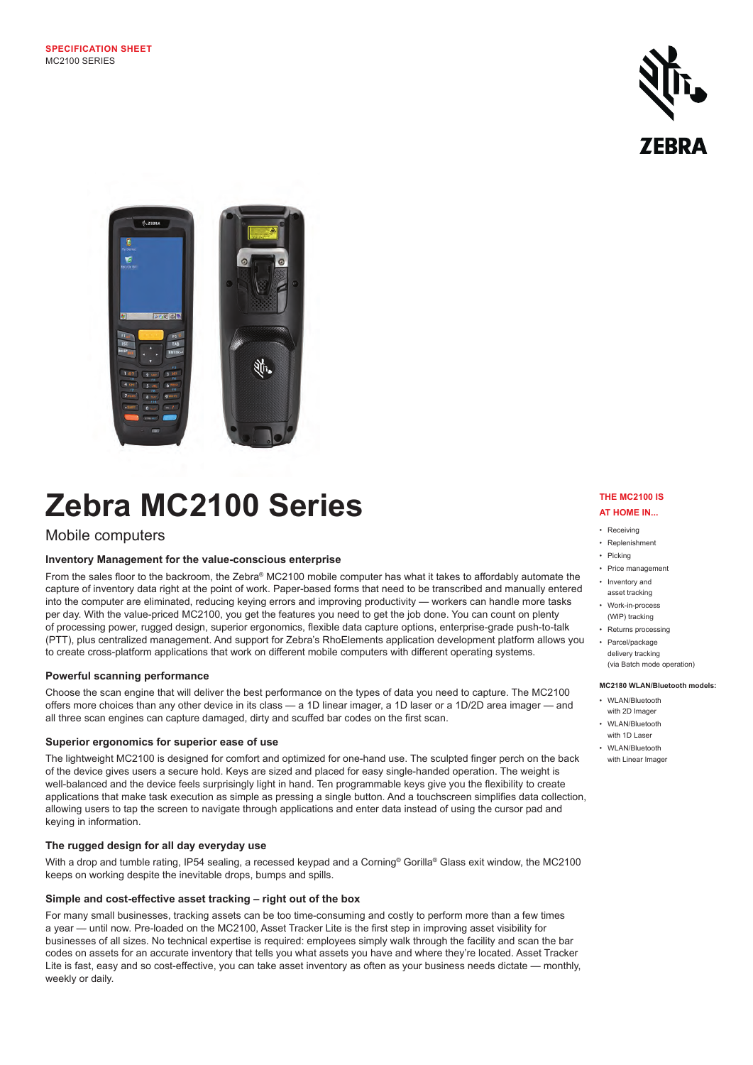**SPECIFICATION SHEET**
MC2100 SERIES

# Zebra MC2100 Series

## Mobile computers

### Inventory Management for the value-conscious enterprise

From the sales floor to the backroom, the Zebra® MC2100 mobile computer has what it takes to affordably automate the capture of inventory data right at the point of work. Paper-based forms that need to be transcribed and manually entered into the computer are eliminated, reducing keying errors and improving productivity — workers can handle more tasks per day. With the value-priced MC2100, you get the features you need to get the job done. You can count on plenty of processing power, rugged design, superior ergonomics, flexible data capture options, enterprise-grade push-to-talk (PTT), plus centralized management. And support for Zebra's RhoElements application development platform allows you to create cross-platform applications that work on different mobile computers with different operating systems.

### Powerful scanning performance

Choose the scan engine that will deliver the best performance on the types of data you need to capture. The MC2100 offers more choices than any other device in its class — a 1D linear imager, a 1D laser or a 1D/2D area imager — and all three scan engines can capture damaged, dirty and scuffed bar codes on the first scan.

### Superior ergonomics for superior ease of use

The lightweight MC2100 is designed for comfort and optimized for one-hand use. The sculpted finger perch on the back of the device gives users a secure hold. Keys are sized and placed for easy single-handed operation. The weight is well-balanced and the device feels surprisingly light in hand. Ten programmable keys give you the flexibility to create applications that make task execution as simple as pressing a single button. And a touchscreen simplifies data collection, allowing users to tap the screen to navigate through applications and enter data instead of using the cursor pad and keying in information.

### The rugged design for all day everyday use

With a drop and tumble rating, IP54 sealing, a recessed keypad and a Corning® Gorilla® Glass exit window, the MC2100 keeps on working despite the inevitable drops, bumps and spills.

### Simple and cost-effective asset tracking – right out of the box

For many small businesses, tracking assets can be too time-consuming and costly to perform more than a few times a year — until now. Pre-loaded on the MC2100, Asset Tracker Lite is the first step in improving asset visibility for businesses of all sizes. No technical expertise is required: employees simply walk through the facility and scan the bar codes on assets for an accurate inventory that tells you what assets you have and where they're located. Asset Tracker Lite is fast, easy and so cost-effective, you can take asset inventory as often as your business needs dictate — monthly, weekly or daily.

### THE MC2100 IS AT HOME IN...

- Receiving
- Replenishment
- Picking
- Price management
- Inventory and asset tracking
- Work-in-process (WIP) tracking
- Returns processing
- Parcel/package delivery tracking (via Batch mode operation)

**MC2180 WLAN/Bluetooth models:**

- WLAN/Bluetooth with 2D Imager
- WLAN/Bluetooth with 1D Laser
- WLAN/Bluetooth with Linear Imager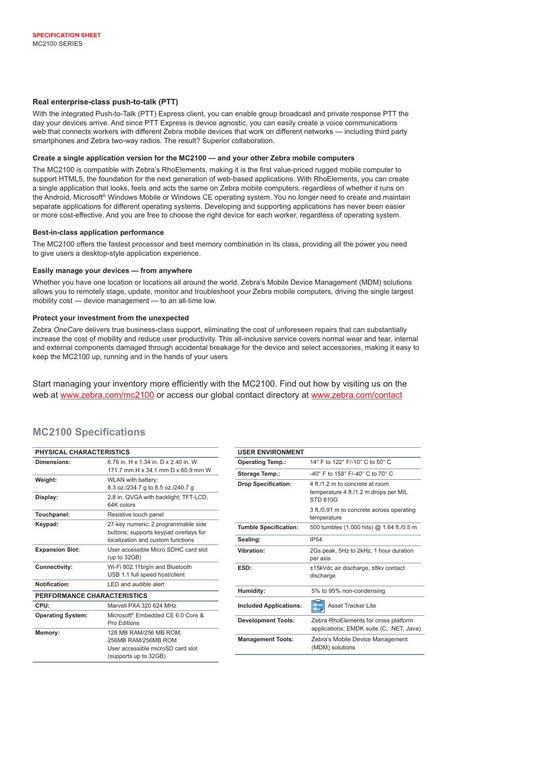### Real enterprise-class push-to-talk (PTT)

With the integrated Push-to-Talk (PTT) Express client, you can enable group broadcast and private response PTT the day your devices arrive. And since PTT Express is device agnostic, you can easily create a voice communications web that connects workers with different Zebra mobile devices that work on different networks — including third party smartphones and Zebra two-way radios. The result? Superior collaboration.

### Create a single application version for the MC2100 — and your other Zebra mobile computers

The MC2100 is compatible with Zebra's RhoElements, making it is the first value-priced rugged mobile computer to support HTML5, the foundation for the next generation of web-based applications. With RhoElements, you can create a single application that looks, feels and acts the same on Zebra mobile computers, regardless of whether it runs on the Android, Microsoft® Windows Mobile or Windows CE operating system. You no longer need to create and maintain separate applications for different operating systems. Developing and supporting applications has never been easier or more cost-effective. And you are free to choose the right device for each worker, regardless of operating system.

### Best-in-class application performance

The MC2100 offers the fastest processor and best memory combination in its class, providing all the power you need to give users a desktop-style application experience.

### Easily manage your devices — from anywhere

Whether you have one location or locations all around the world, Zebra's Mobile Device Management (MDM) solutions allows you to remotely stage, update, monitor and troubleshoot your Zebra mobile computers, driving the single largest mobility cost — device management — to an all-time low.

### Protect your investment from the unexpected

Zebra *OneCare* delivers true business-class support, eliminating the cost of unforeseen repairs that can substantially increase the cost of mobility and reduce user productivity. This all-inclusive service covers normal wear and tear, internal and external components damaged through accidental breakage for the device and select accessories, making it easy to keep the MC2100 up, running and in the hands of your users

Start managing your inventory more efficiently with the MC2100. Find out how by visiting us on the web at www.zebra.com/mc2100 or access our global contact directory at www.zebra.com/contact

## MC2100 Specifications

| PHYSICAL CHARACTERISTICS | |
|---|---|
| **Dimensions:** | 6.76 in. H x 1.34 in. D x 2.40 in. W<br>171.7 mm H x 34.1 mm D x 60.9 mm W |
| **Weight:** | WLAN with battery:<br>8.3 oz./234.7 g to 8.5 oz./240.7 g |
| **Display:** | 2.8 in. QVGA with backlight; TFT-LCD, 64K colors |
| **Touchpanel:** | Resistive touch panel |
| **Keypad:** | 27-key numeric; 2 programmable side buttons; supports keypad overlays for localization and custom functions |
| **Expansion Slot:** | User accessible Micro SDHC card slot (up to 32GB) |
| **Connectivity:** | Wi-Fi 802.11b/g/n and Bluetooth<br>USB 1.1 full speed host/client |
| **Notification:** | LED and audible alert |

| PERFORMANCE CHARACTERISTICS | |
|---|---|
| **CPU:** | Marvell PXA 320 624 MHz |
| **Operating System:** | Microsoft® Embedded CE 6.0 Core & Pro Editions |
| **Memory:** | 128 MB RAM/256 MB ROM;<br>256MB RAM/256MB ROM<br>User accessible microSD card slot (supports up to 32GB) |

| USER ENVIRONMENT | |
|---|---|
| **Operating Temp.:** | 14° F to 122° F/-10° C to 50° C |
| **Storage Temp.:** | -40° F to 158° F/-40° C to 70° C |
| **Drop Specification:** | 4 ft./1.2 m to concrete at room temperature 4 ft./1.2 m drops per MIL STD 810G<br>3 ft./0.91 m to concrete across operating temperature |
| **Tumble Specification:** | 500 tumbles (1,000 hits) @ 1.64 ft./0.5 m |
| **Sealing:** | IP54 |
| **Vibration:** | 2Gs peak, 5Hz to 2kHz, 1 hour duration per axis |
| **ESD:** | ±15kVdc air discharge, ±8kv contact discharge |
| **Humidity:** | 5% to 95% non-condensing |
| **Included Applications:** | Asset Tracker Lite |
| **Development Tools:** | Zebra RhoElements for cross platform applications; EMDK suite (C, .NET, Java) |
| **Management Tools:** | Zebra's Mobile Device Management (MDM) solutions |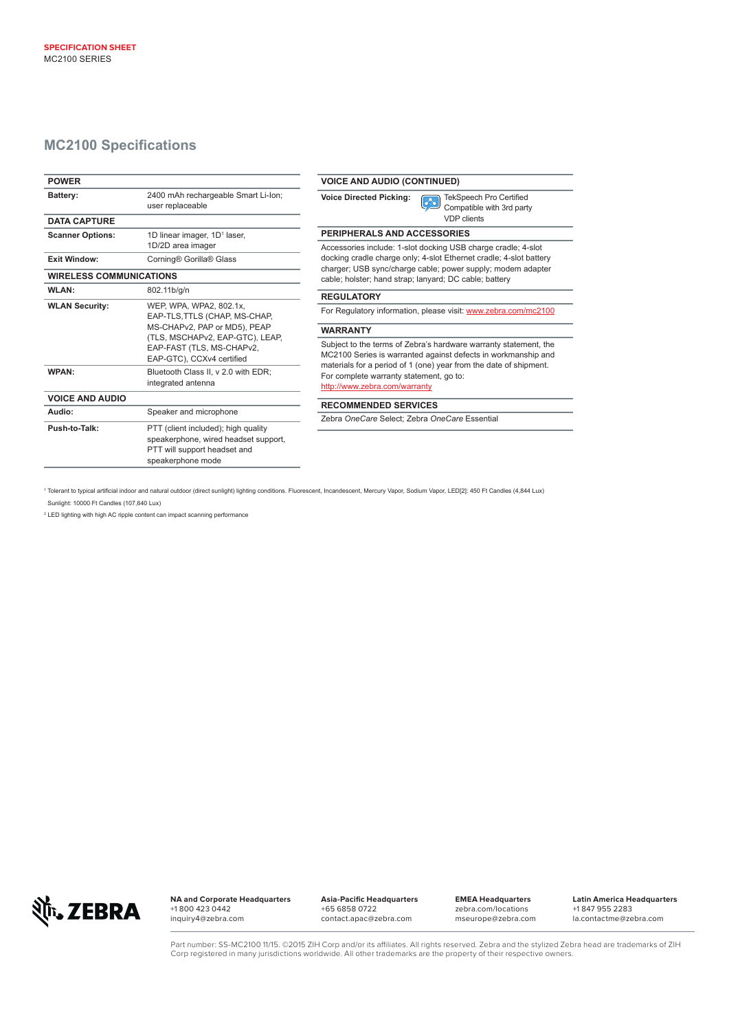SPECIFICATION SHEET
MC2100 SERIES

## MC2100 Specifications

| POWER | |
|---|---|
| **Battery:** | 2400 mAh rechargeable Smart Li-Ion; user replaceable |
| **DATA CAPTURE** | |
| **Scanner Options:** | 1D linear imager, 1D[1] laser, 1D/2D area imager |
| **Exit Window:** | Corning® Gorilla® Glass |
| **WIRELESS COMMUNICATIONS** | |
| **WLAN:** | 802.11b/g/n |
| **WLAN Security:** | WEP, WPA, WPA2, 802.1x, EAP-TLS,TTLS (CHAP, MS-CHAP, MS-CHAPv2, PAP or MD5), PEAP (TLS, MSCHAPv2, EAP-GTC), LEAP, EAP-FAST (TLS, MS-CHAPv2, EAP-GTC), CCXv4 certified |
| **WPAN:** | Bluetooth Class II, v 2.0 with EDR; integrated antenna |
| **VOICE AND AUDIO** | |
| **Audio:** | Speaker and microphone |
| **Push-to-Talk:** | PTT (client included); high quality speakerphone, wired headset support, PTT will support headset and speakerphone mode |

| VOICE AND AUDIO (CONTINUED) | |
|---|---|
| **Voice Directed Picking:** | TekSpeech Pro Certified Compatible with 3rd party VDP clients |

**PERIPHERALS AND ACCESSORIES**

Accessories include: 1-slot docking USB charge cradle; 4-slot docking cradle charge only; 4-slot Ethernet cradle; 4-slot battery charger; USB sync/charge cable; power supply; modem adapter cable; holster; hand strap; lanyard; DC cable; battery

**REGULATORY**

For Regulatory information, please visit: www.zebra.com/mc2100

**WARRANTY**

Subject to the terms of Zebra's hardware warranty statement, the MC2100 Series is warranted against defects in workmanship and materials for a period of 1 (one) year from the date of shipment. For complete warranty statement, go to: http://www.zebra.com/warranty

**RECOMMENDED SERVICES**

Zebra *OneCare* Select; Zebra *OneCare* Essential

[1] Tolerant to typical artificial indoor and natural outdoor (direct sunlight) lighting conditions. Fluorescent, Incandescent, Mercury Vapor, Sodium Vapor, LED[2]: 450 Ft Candles (4,844 Lux) Sunlight: 10000 Ft Candles (107,640 Lux)

[2] LED lighting with high AC ripple content can impact scanning performance

**NA and Corporate Headquarters**
+1 800 423 0442
inquiry4@zebra.com

**Asia-Pacific Headquarters**
+65 6858 0722
contact.apac@zebra.com

**EMEA Headquarters**
zebra.com/locations
mseurope@zebra.com

**Latin America Headquarters**
+1 847 955 2283
la.contactme@zebra.com

Part number: SS-MC2100 11/15. ©2015 ZIH Corp and/or its affiliates. All rights reserved. Zebra and the stylized Zebra head are trademarks of ZIH Corp registered in many jurisdictions worldwide. All other trademarks are the property of their respective owners.